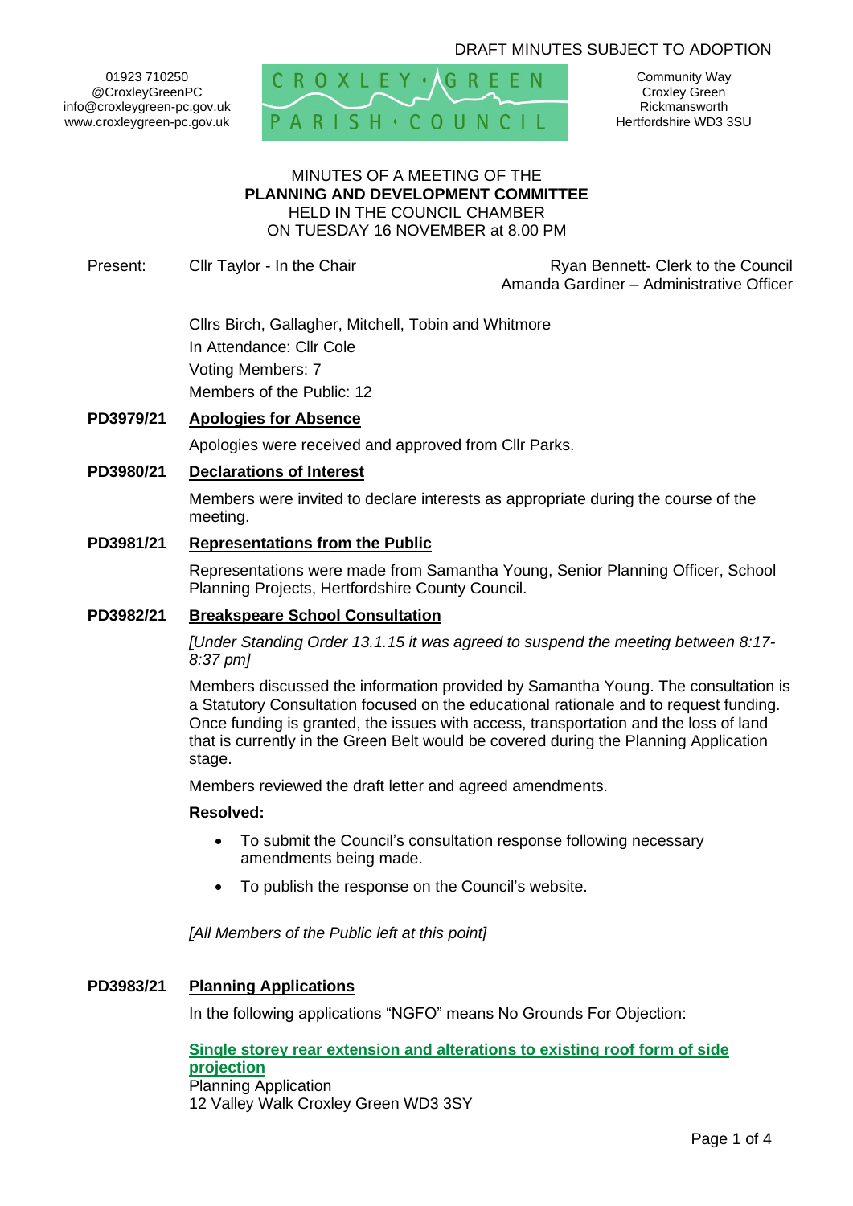DRAFT MINUTES SUBJECT TO ADOPTION

01923 710250
@CroxleyGreenPC
info@croxleygreen-pc.gov.uk
www.croxleygreen-pc.gov.uk

CROXLEY GREEN PARISH COUNCIL

Community Way
Croxley Green
Rickmansworth
Hertfordshire WD3 3SU

MINUTES OF A MEETING OF THE
**PLANNING AND DEVELOPMENT COMMITTEE**
HELD IN THE COUNCIL CHAMBER
ON TUESDAY 16 NOVEMBER at 8.00 PM

Present: Cllr Taylor - In the Chair

Ryan Bennett- Clerk to the Council
Amanda Gardiner – Administrative Officer

Cllrs Birch, Gallagher, Mitchell, Tobin and Whitmore
In Attendance: Cllr Cole
Voting Members: 7
Members of the Public: 12

**PD3979/21 Apologies for Absence**

Apologies were received and approved from Cllr Parks.

**PD3980/21 Declarations of Interest**

Members were invited to declare interests as appropriate during the course of the meeting.

**PD3981/21 Representations from the Public**

Representations were made from Samantha Young, Senior Planning Officer, School Planning Projects, Hertfordshire County Council.

**PD3982/21 Breakspeare School Consultation**

*[Under Standing Order 13.1.15 it was agreed to suspend the meeting between 8:17-8:37 pm]*

Members discussed the information provided by Samantha Young. The consultation is a Statutory Consultation focused on the educational rationale and to request funding. Once funding is granted, the issues with access, transportation and the loss of land that is currently in the Green Belt would be covered during the Planning Application stage.

Members reviewed the draft letter and agreed amendments.

**Resolved:**

- To submit the Council's consultation response following necessary amendments being made.
- To publish the response on the Council's website.

*[All Members of the Public left at this point]*

**PD3983/21 Planning Applications**

In the following applications "NGFO" means No Grounds For Objection:

**Single storey rear extension and alterations to existing roof form of side projection**
Planning Application
12 Valley Walk Croxley Green WD3 3SY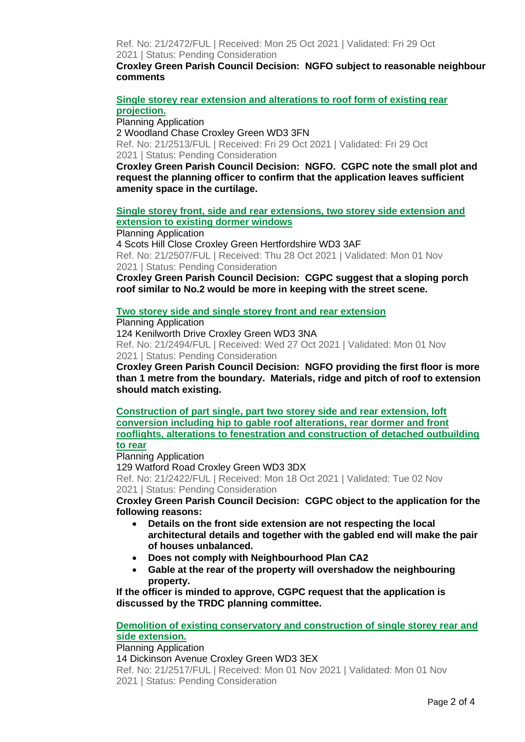Ref. No: 21/2472/FUL | Received: Mon 25 Oct 2021 | Validated: Fri 29 Oct 2021 | Status: Pending Consideration

**Croxley Green Parish Council Decision: NGFO subject to reasonable neighbour comments**

**Single storey rear extension and alterations to roof form of existing rear projection.**

Planning Application

2 Woodland Chase Croxley Green WD3 3FN

Ref. No: 21/2513/FUL | Received: Fri 29 Oct 2021 | Validated: Fri 29 Oct 2021 | Status: Pending Consideration

**Croxley Green Parish Council Decision: NGFO. CGPC note the small plot and request the planning officer to confirm that the application leaves sufficient amenity space in the curtilage.**

**Single storey front, side and rear extensions, two storey side extension and extension to existing dormer windows**

Planning Application

4 Scots Hill Close Croxley Green Hertfordshire WD3 3AF

Ref. No: 21/2507/FUL | Received: Thu 28 Oct 2021 | Validated: Mon 01 Nov 2021 | Status: Pending Consideration

**Croxley Green Parish Council Decision: CGPC suggest that a sloping porch roof similar to No.2 would be more in keeping with the street scene.**

**Two storey side and single storey front and rear extension**

Planning Application

124 Kenilworth Drive Croxley Green WD3 3NA

Ref. No: 21/2494/FUL | Received: Wed 27 Oct 2021 | Validated: Mon 01 Nov 2021 | Status: Pending Consideration

**Croxley Green Parish Council Decision: NGFO providing the first floor is more than 1 metre from the boundary. Materials, ridge and pitch of roof to extension should match existing.**

**Construction of part single, part two storey side and rear extension, loft conversion including hip to gable roof alterations, rear dormer and front rooflights, alterations to fenestration and construction of detached outbuilding to rear**

Planning Application

129 Watford Road Croxley Green WD3 3DX

Ref. No: 21/2422/FUL | Received: Mon 18 Oct 2021 | Validated: Tue 02 Nov 2021 | Status: Pending Consideration

**Croxley Green Parish Council Decision: CGPC object to the application for the following reasons:**

- **Details on the front side extension are not respecting the local architectural details and together with the gabled end will make the pair of houses unbalanced.**
- **Does not comply with Neighbourhood Plan CA2**
- **Gable at the rear of the property will overshadow the neighbouring property.**

**If the officer is minded to approve, CGPC request that the application is discussed by the TRDC planning committee.**

**Demolition of existing conservatory and construction of single storey rear and side extension.**

Planning Application

14 Dickinson Avenue Croxley Green WD3 3EX

Ref. No: 21/2517/FUL | Received: Mon 01 Nov 2021 | Validated: Mon 01 Nov 2021 | Status: Pending Consideration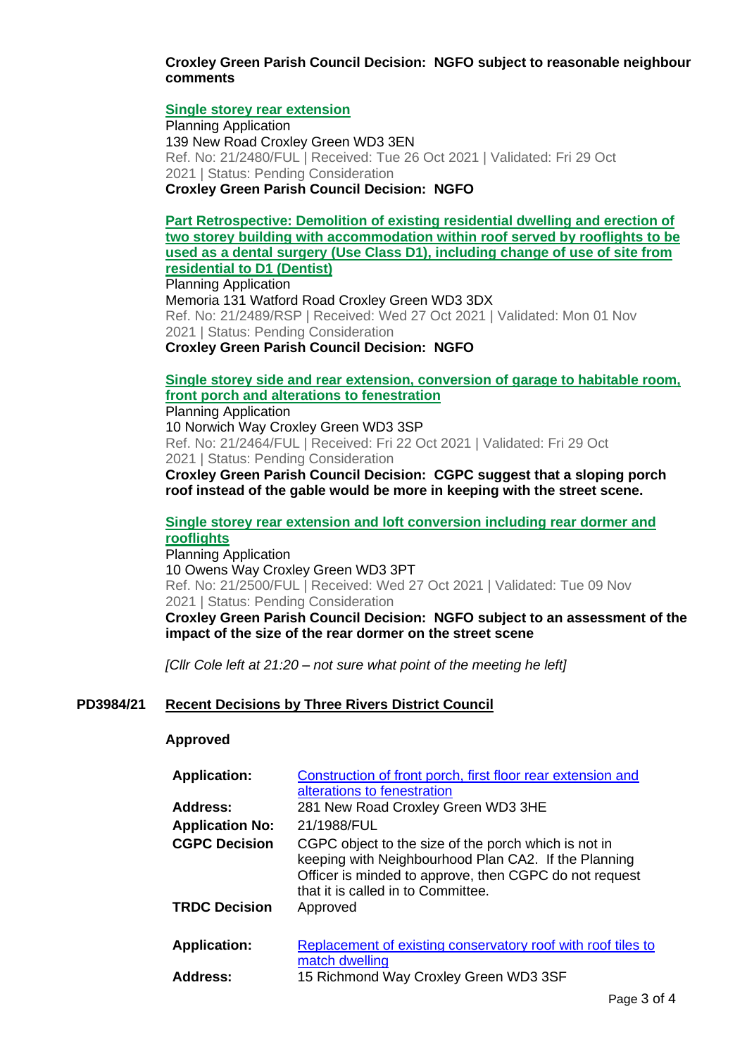**Croxley Green Parish Council Decision: NGFO subject to reasonable neighbour comments**

**Single storey rear extension**
Planning Application
139 New Road Croxley Green WD3 3EN
Ref. No: 21/2480/FUL | Received: Tue 26 Oct 2021 | Validated: Fri 29 Oct 2021 | Status: Pending Consideration
**Croxley Green Parish Council Decision: NGFO**

**Part Retrospective: Demolition of existing residential dwelling and erection of two storey building with accommodation within roof served by rooflights to be used as a dental surgery (Use Class D1), including change of use of site from residential to D1 (Dentist)**
Planning Application
Memoria 131 Watford Road Croxley Green WD3 3DX
Ref. No: 21/2489/RSP | Received: Wed 27 Oct 2021 | Validated: Mon 01 Nov 2021 | Status: Pending Consideration
**Croxley Green Parish Council Decision: NGFO**

**Single storey side and rear extension, conversion of garage to habitable room, front porch and alterations to fenestration**
Planning Application
10 Norwich Way Croxley Green WD3 3SP
Ref. No: 21/2464/FUL | Received: Fri 22 Oct 2021 | Validated: Fri 29 Oct 2021 | Status: Pending Consideration
**Croxley Green Parish Council Decision: CGPC suggest that a sloping porch roof instead of the gable would be more in keeping with the street scene.**

**Single storey rear extension and loft conversion including rear dormer and rooflights**
Planning Application
10 Owens Way Croxley Green WD3 3PT
Ref. No: 21/2500/FUL | Received: Wed 27 Oct 2021 | Validated: Tue 09 Nov 2021 | Status: Pending Consideration
**Croxley Green Parish Council Decision: NGFO subject to an assessment of the impact of the size of the rear dormer on the street scene**

*[Cllr Cole left at 21:20 – not sure what point of the meeting he left]*

## PD3984/21 Recent Decisions by Three Rivers District Council

**Approved**

| | |
|---|---|
| **Application:** | Construction of front porch, first floor rear extension and alterations to fenestration |
| **Address:** | 281 New Road Croxley Green WD3 3HE |
| **Application No:** | 21/1988/FUL |
| **CGPC Decision** | CGPC object to the size of the porch which is not in keeping with Neighbourhood Plan CA2. If the Planning Officer is minded to approve, then CGPC do not request that it is called in to Committee. |
| **TRDC Decision** | Approved |

| | |
|---|---|
| **Application:** | Replacement of existing conservatory roof with roof tiles to match dwelling |
| **Address:** | 15 Richmond Way Croxley Green WD3 3SF |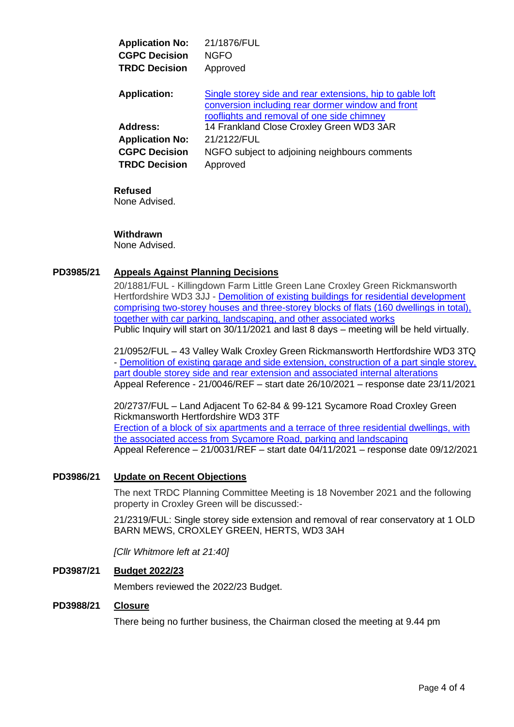**Application No:** 21/1876/FUL
**CGPC Decision** NGFO
**TRDC Decision** Approved

**Application:** Single storey side and rear extensions, hip to gable loft conversion including rear dormer window and front rooflights and removal of one side chimney
**Address:** 14 Frankland Close Croxley Green WD3 3AR
**Application No:** 21/2122/FUL
**CGPC Decision** NGFO subject to adjoining neighbours comments
**TRDC Decision** Approved

**Refused**
None Advised.

**Withdrawn**
None Advised.

## PD3985/21 Appeals Against Planning Decisions

20/1881/FUL - Killingdown Farm Little Green Lane Croxley Green Rickmansworth Hertfordshire WD3 3JJ - Demolition of existing buildings for residential development comprising two-storey houses and three-storey blocks of flats (160 dwellings in total), together with car parking, landscaping, and other associated works
Public Inquiry will start on 30/11/2021 and last 8 days – meeting will be held virtually.

21/0952/FUL – 43 Valley Walk Croxley Green Rickmansworth Hertfordshire WD3 3TQ - Demolition of existing garage and side extension, construction of a part single storey, part double storey side and rear extension and associated internal alterations
Appeal Reference - 21/0046/REF – start date 26/10/2021 – response date 23/11/2021

20/2737/FUL – Land Adjacent To 62-84 & 99-121 Sycamore Road Croxley Green Rickmansworth Hertfordshire WD3 3TF
Erection of a block of six apartments and a terrace of three residential dwellings, with the associated access from Sycamore Road, parking and landscaping
Appeal Reference – 21/0031/REF – start date 04/11/2021 – response date 09/12/2021

## PD3986/21 Update on Recent Objections

The next TRDC Planning Committee Meeting is 18 November 2021 and the following property in Croxley Green will be discussed:-

21/2319/FUL: Single storey side extension and removal of rear conservatory at 1 OLD BARN MEWS, CROXLEY GREEN, HERTS, WD3 3AH

*[Cllr Whitmore left at 21:40]*

## PD3987/21 Budget 2022/23

Members reviewed the 2022/23 Budget.

## PD3988/21 Closure

There being no further business, the Chairman closed the meeting at 9.44 pm